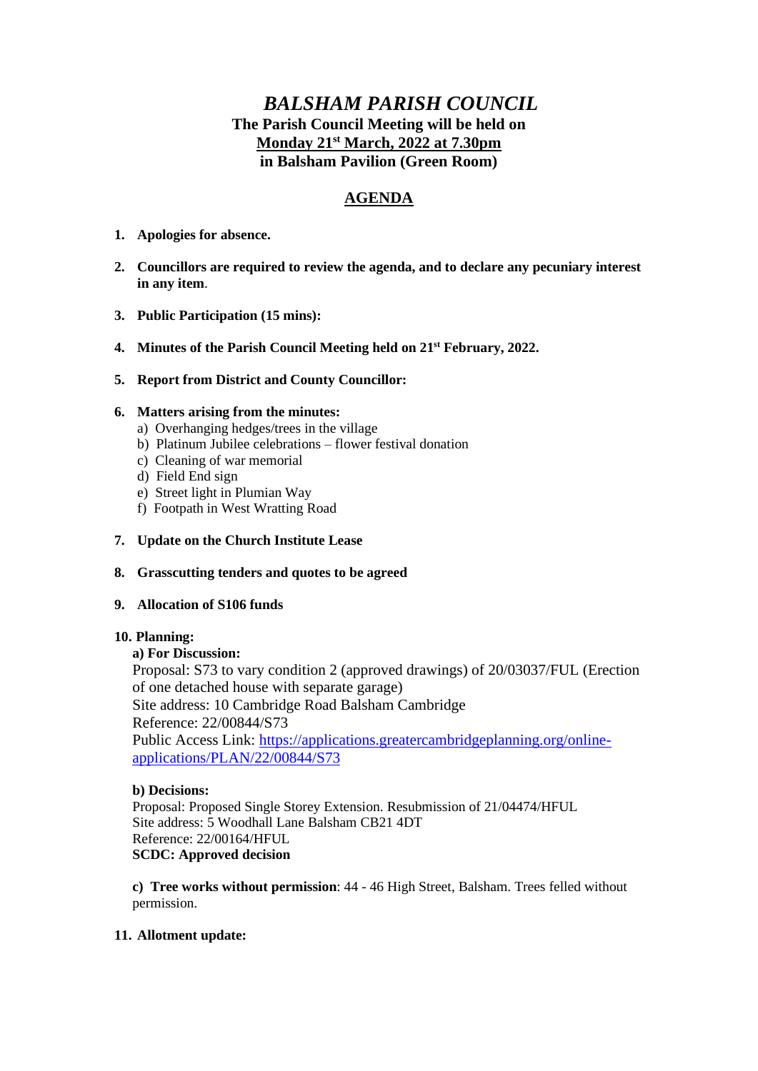# *BALSHAM PARISH COUNCIL*

**The Parish Council Meeting will be held on**
**<u>Monday 21st March, 2022 at 7.30pm</u>**
**in Balsham Pavilion (Green Room)**

## <u>AGENDA</u>

1. **Apologies for absence.**

2. **Councillors are required to review the agenda, and to declare any pecuniary interest in any item**.

3. **Public Participation (15 mins):**

4. **Minutes of the Parish Council Meeting held on 21st February, 2022.**

5. **Report from District and County Councillor:**

6. **Matters arising from the minutes:**
   a) Overhanging hedges/trees in the village
   b) Platinum Jubilee celebrations – flower festival donation
   c) Cleaning of war memorial
   d) Field End sign
   e) Street light in Plumian Way
   f) Footpath in West Wratting Road

7. **Update on the Church Institute Lease**

8. **Grasscutting tenders and quotes to be agreed**

9. **Allocation of S106 funds**

10. **Planning:**

    **a) For Discussion:**
    Proposal: S73 to vary condition 2 (approved drawings) of 20/03037/FUL (Erection of one detached house with separate garage)
    Site address: 10 Cambridge Road Balsham Cambridge
    Reference: 22/00844/S73
    Public Access Link: [https://applications.greatercambridgeplanning.org/online-applications/PLAN/22/00844/S73](https://applications.greatercambridgeplanning.org/online-applications/PLAN/22/00844/S73)

    **b) Decisions:**
    Proposal: Proposed Single Storey Extension. Resubmission of 21/04474/HFUL
    Site address: 5 Woodhall Lane Balsham CB21 4DT
    Reference: 22/00164/HFUL
    **SCDC: Approved decision**

    **c) Tree works without permission**: 44 - 46 High Street, Balsham. Trees felled without permission.

11. **Allotment update:**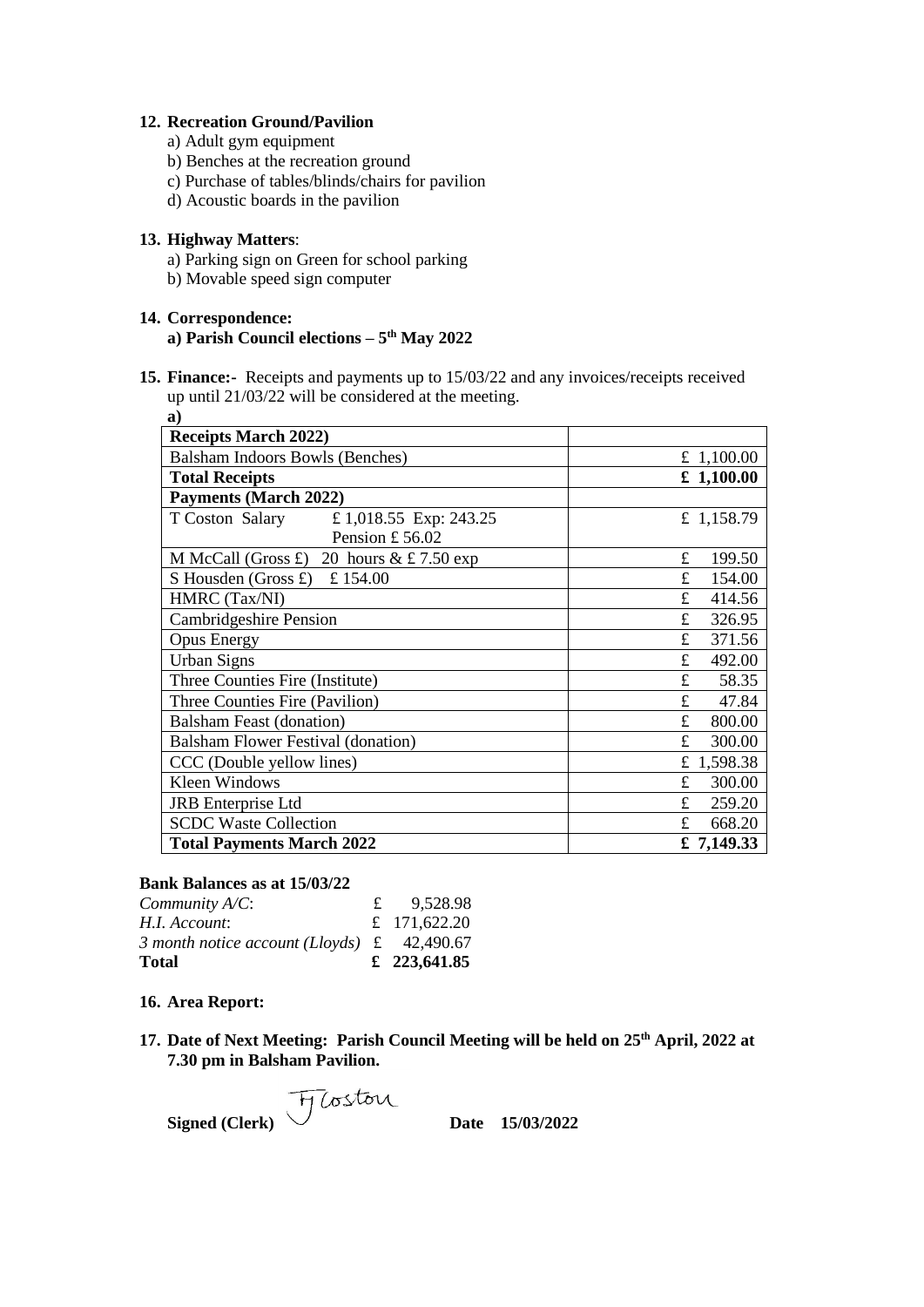**12. Recreation Ground/Pavilion**

a) Adult gym equipment
b) Benches at the recreation ground
c) Purchase of tables/blinds/chairs for pavilion
d) Acoustic boards in the pavilion

**13. Highway Matters**:

a) Parking sign on Green for school parking
b) Movable speed sign computer

**14. Correspondence:**

**a) Parish Council elections – 5th May 2022**

**15. Finance:-** Receipts and payments up to 15/03/22 and any invoices/receipts received up until 21/03/22 will be considered at the meeting.

**a)**

| | |
|---|---|
| **Receipts March 2022)** | |
| Balsham Indoors Bowls (Benches) | £ 1,100.00 |
| **Total Receipts** | **£ 1,100.00** |
| **Payments (March 2022)** | |
| T Coston Salary £ 1,018.55 Exp: 243.25 Pension £ 56.02 | £ 1,158.79 |
| M McCall (Gross £) 20 hours & £ 7.50 exp | £ 199.50 |
| S Housden (Gross £) £ 154.00 | £ 154.00 |
| HMRC (Tax/NI) | £ 414.56 |
| Cambridgeshire Pension | £ 326.95 |
| Opus Energy | £ 371.56 |
| Urban Signs | £ 492.00 |
| Three Counties Fire (Institute) | £ 58.35 |
| Three Counties Fire (Pavilion) | £ 47.84 |
| Balsham Feast (donation) | £ 800.00 |
| Balsham Flower Festival (donation) | £ 300.00 |
| CCC (Double yellow lines) | £ 1,598.38 |
| Kleen Windows | £ 300.00 |
| JRB Enterprise Ltd | £ 259.20 |
| SCDC Waste Collection | £ 668.20 |
| **Total Payments March 2022** | **£ 7,149.33** |

**Bank Balances as at 15/03/22**

| | |
|---|---|
| *Community A/C*: | £ 9,528.98 |
| *H.I. Account*: | £ 171,622.20 |
| *3 month notice account (Lloyds)* | £ 42,490.67 |
| **Total** | **£ 223,641.85** |

**16. Area Report:**

**17. Date of Next Meeting: Parish Council Meeting will be held on 25th April, 2022 at 7.30 pm in Balsham Pavilion.**

**Signed (Clerk)** T Coston **Date 15/03/2022**